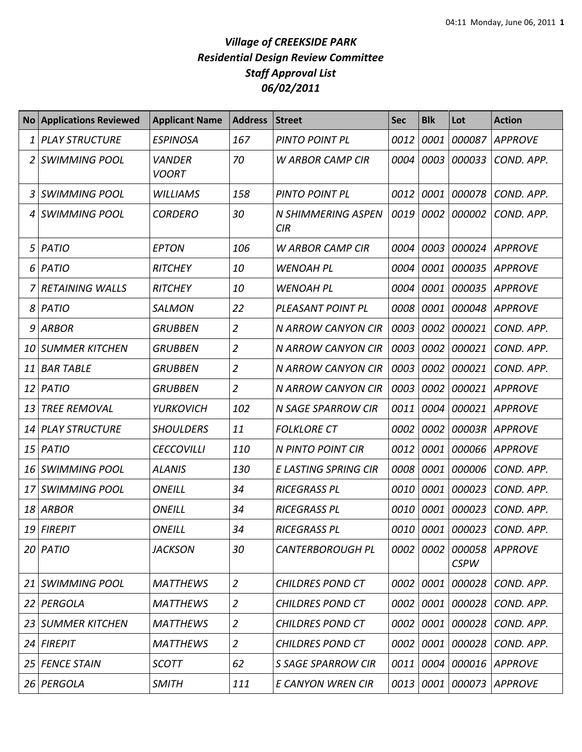# *Village of CREEKSIDE PARK*
## *Residential Design Review Committee*
## *Staff Approval List*
## *06/02/2011*

| No | Applications Reviewed | Applicant Name | Address | Street | Sec | Blk | Lot | Action |
|---|---|---|---|---|---|---|---|---|
| 1 | PLAY STRUCTURE | ESPINOSA | 167 | PINTO POINT PL | 0012 | 0001 | 000087 | APPROVE |
| 2 | SWIMMING POOL | VANDER VOORT | 70 | W ARBOR CAMP CIR | 0004 | 0003 | 000033 | COND. APP. |
| 3 | SWIMMING POOL | WILLIAMS | 158 | PINTO POINT PL | 0012 | 0001 | 000078 | COND. APP. |
| 4 | SWIMMING POOL | CORDERO | 30 | N SHIMMERING ASPEN CIR | 0019 | 0002 | 000002 | COND. APP. |
| 5 | PATIO | EPTON | 106 | W ARBOR CAMP CIR | 0004 | 0003 | 000024 | APPROVE |
| 6 | PATIO | RITCHEY | 10 | WENOAH PL | 0004 | 0001 | 000035 | APPROVE |
| 7 | RETAINING WALLS | RITCHEY | 10 | WENOAH PL | 0004 | 0001 | 000035 | APPROVE |
| 8 | PATIO | SALMON | 22 | PLEASANT POINT PL | 0008 | 0001 | 000048 | APPROVE |
| 9 | ARBOR | GRUBBEN | 2 | N ARROW CANYON CIR | 0003 | 0002 | 000021 | COND. APP. |
| 10 | SUMMER KITCHEN | GRUBBEN | 2 | N ARROW CANYON CIR | 0003 | 0002 | 000021 | COND. APP. |
| 11 | BAR TABLE | GRUBBEN | 2 | N ARROW CANYON CIR | 0003 | 0002 | 000021 | COND. APP. |
| 12 | PATIO | GRUBBEN | 2 | N ARROW CANYON CIR | 0003 | 0002 | 000021 | APPROVE |
| 13 | TREE REMOVAL | YURKOVICH | 102 | N SAGE SPARROW CIR | 0011 | 0004 | 000021 | APPROVE |
| 14 | PLAY STRUCTURE | SHOULDERS | 11 | FOLKLORE CT | 0002 | 0002 | 00003R | APPROVE |
| 15 | PATIO | CECCOVILLI | 110 | N PINTO POINT CIR | 0012 | 0001 | 000066 | APPROVE |
| 16 | SWIMMING POOL | ALANIS | 130 | E LASTING SPRING CIR | 0008 | 0001 | 000006 | COND. APP. |
| 17 | SWIMMING POOL | ONEILL | 34 | RICEGRASS PL | 0010 | 0001 | 000023 | COND. APP. |
| 18 | ARBOR | ONEILL | 34 | RICEGRASS PL | 0010 | 0001 | 000023 | COND. APP. |
| 19 | FIREPIT | ONEILL | 34 | RICEGRASS PL | 0010 | 0001 | 000023 | COND. APP. |
| 20 | PATIO | JACKSON | 30 | CANTERBOROUGH PL | 0002 | 0002 | 000058 CSPW | APPROVE |
| 21 | SWIMMING POOL | MATTHEWS | 2 | CHILDRES POND CT | 0002 | 0001 | 000028 | COND. APP. |
| 22 | PERGOLA | MATTHEWS | 2 | CHILDRES POND CT | 0002 | 0001 | 000028 | COND. APP. |
| 23 | SUMMER KITCHEN | MATTHEWS | 2 | CHILDRES POND CT | 0002 | 0001 | 000028 | COND. APP. |
| 24 | FIREPIT | MATTHEWS | 2 | CHILDRES POND CT | 0002 | 0001 | 000028 | COND. APP. |
| 25 | FENCE STAIN | SCOTT | 62 | S SAGE SPARROW CIR | 0011 | 0004 | 000016 | APPROVE |
| 26 | PERGOLA | SMITH | 111 | E CANYON WREN CIR | 0013 | 0001 | 000073 | APPROVE |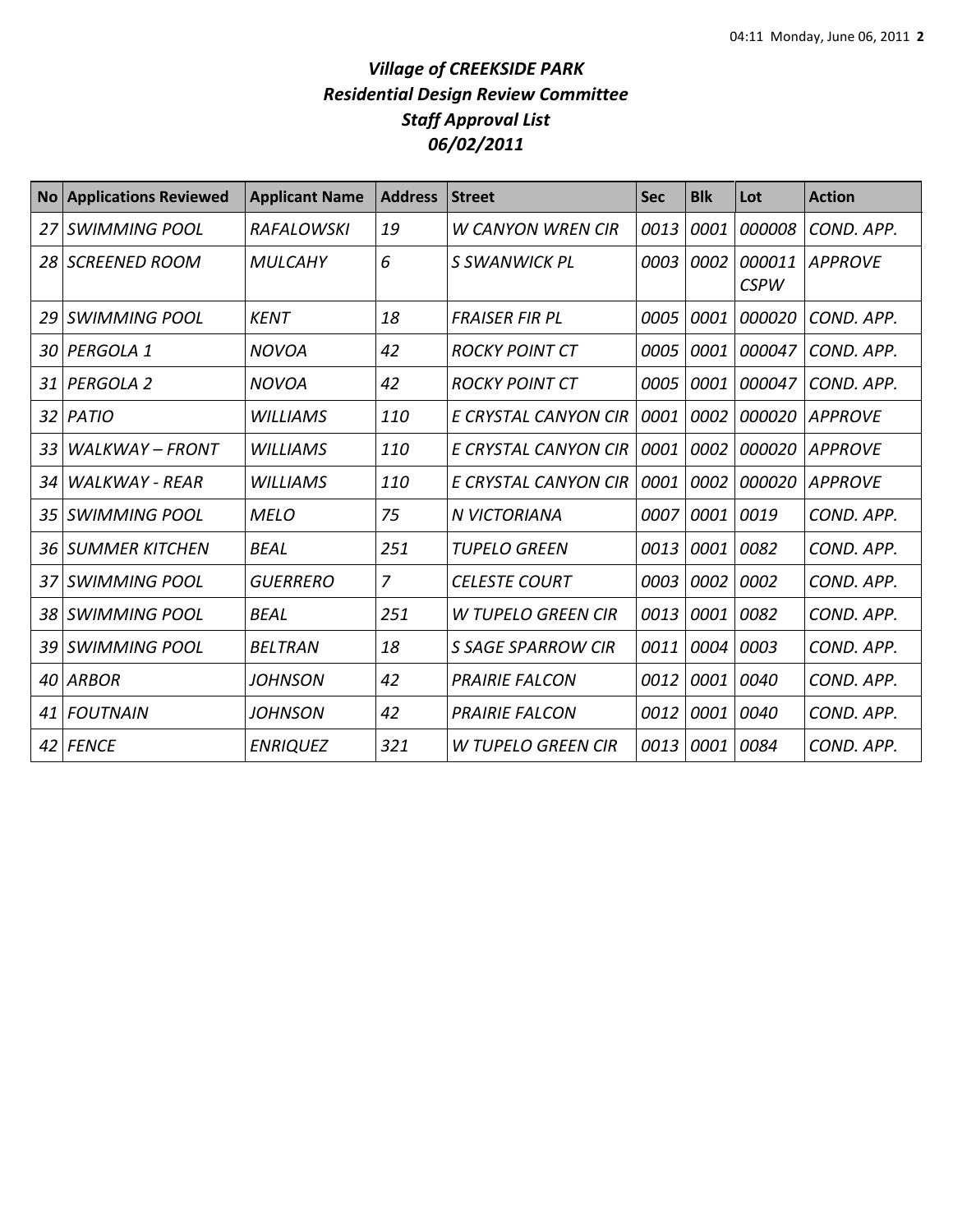# *Village of CREEKSIDE PARK*
## *Residential Design Review Committee*
## *Staff Approval List*
## *06/02/2011*

| No | Applications Reviewed | Applicant Name | Address | Street | Sec | Blk | Lot | Action |
|---|---|---|---|---|---|---|---|---|
| 27 | SWIMMING POOL | RAFALOWSKI | 19 | W CANYON WREN CIR | 0013 | 0001 | 000008 | COND. APP. |
| 28 | SCREENED ROOM | MULCAHY | 6 | S SWANWICK PL | 0003 | 0002 | 000011 CSPW | APPROVE |
| 29 | SWIMMING POOL | KENT | 18 | FRAISER FIR PL | 0005 | 0001 | 000020 | COND. APP. |
| 30 | PERGOLA 1 | NOVOA | 42 | ROCKY POINT CT | 0005 | 0001 | 000047 | COND. APP. |
| 31 | PERGOLA 2 | NOVOA | 42 | ROCKY POINT CT | 0005 | 0001 | 000047 | COND. APP. |
| 32 | PATIO | WILLIAMS | 110 | E CRYSTAL CANYON CIR | 0001 | 0002 | 000020 | APPROVE |
| 33 | WALKWAY – FRONT | WILLIAMS | 110 | E CRYSTAL CANYON CIR | 0001 | 0002 | 000020 | APPROVE |
| 34 | WALKWAY - REAR | WILLIAMS | 110 | E CRYSTAL CANYON CIR | 0001 | 0002 | 000020 | APPROVE |
| 35 | SWIMMING POOL | MELO | 75 | N VICTORIANA | 0007 | 0001 | 0019 | COND. APP. |
| 36 | SUMMER KITCHEN | BEAL | 251 | TUPELO GREEN | 0013 | 0001 | 0082 | COND. APP. |
| 37 | SWIMMING POOL | GUERRERO | 7 | CELESTE COURT | 0003 | 0002 | 0002 | COND. APP. |
| 38 | SWIMMING POOL | BEAL | 251 | W TUPELO GREEN CIR | 0013 | 0001 | 0082 | COND. APP. |
| 39 | SWIMMING POOL | BELTRAN | 18 | S SAGE SPARROW CIR | 0011 | 0004 | 0003 | COND. APP. |
| 40 | ARBOR | JOHNSON | 42 | PRAIRIE FALCON | 0012 | 0001 | 0040 | COND. APP. |
| 41 | FOUTNAIN | JOHNSON | 42 | PRAIRIE FALCON | 0012 | 0001 | 0040 | COND. APP. |
| 42 | FENCE | ENRIQUEZ | 321 | W TUPELO GREEN CIR | 0013 | 0001 | 0084 | COND. APP. |